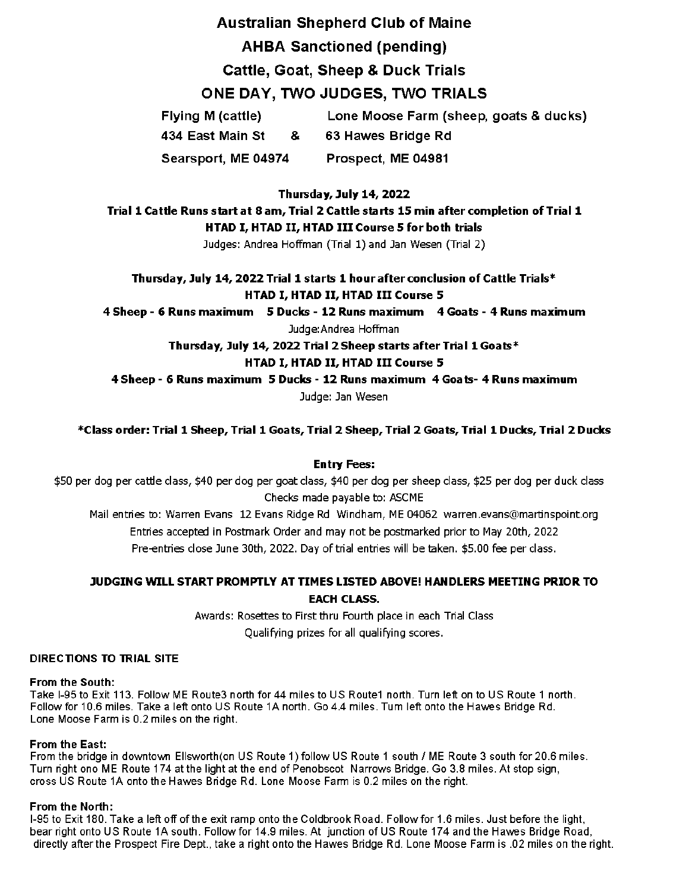# Australian Shepherd Club of Maine

## AHBA Sanctioned (pending)

## Cattle, Goat, Sheep & Duck Trials

## ONE DAY, TWO JUDGES, TWO TRIALS

| Flying M (cattle) | | Lone Moose Farm (sheep, goats & ducks) |
|---|---|---|
| 434 East Main St | & | 63 Hawes Bridge Rd |
| Searsport, ME 04974 | | Prospect, ME 04981 |

**Thursday, July 14, 2022**

**Trial 1 Cattle Runs start at 8 am, Trial 2 Cattle starts 15 min after completion of Trial 1**

**HTAD I, HTAD II, HTAD III Course 5 for both trials**

Judges: Andrea Hoffman (Trial 1) and Jan Wesen (Trial 2)

**Thursday, July 14, 2022 Trial 1 starts 1 hour after conclusion of Cattle Trials***

**HTAD I, HTAD II, HTAD III Course 5**

**4 Sheep - 6 Runs maximum 5 Ducks - 12 Runs maximum 4 Goats - 4 Runs maximum**

Judge:Andrea Hoffman

**Thursday, July 14, 2022 Trial 2 Sheep starts after Trial 1 Goats***

**HTAD I, HTAD II, HTAD III Course 5**

**4 Sheep - 6 Runs maximum 5 Ducks - 12 Runs maximum 4 Goats- 4 Runs maximum**

Judge: Jan Wesen

***Class order: Trial 1 Sheep, Trial 1 Goats, Trial 2 Sheep, Trial 2 Goats, Trial 1 Ducks, Trial 2 Ducks**

**Entry Fees:**

$50 per dog per cattle class, $40 per dog per goat class, $40 per dog per sheep class, $25 per dog per duck class

Checks made payable to: ASCME

Mail entries to: Warren Evans 12 Evans Ridge Rd Windham, ME 04062 warren.evans@martinspoint.org

Entries accepted in Postmark Order and may not be postmarked prior to May 20th, 2022

Pre-entries close June 30th, 2022. Day of trial entries will be taken. $5.00 fee per class.

**JUDGING WILL START PROMPTLY AT TIMES LISTED ABOVE! HANDLERS MEETING PRIOR TO EACH CLASS.**

Awards: Rosettes to First thru Fourth place in each Trial Class

Qualifying prizes for all qualifying scores.

### DIRECTIONS TO TRIAL SITE

**From the South:**

Take I-95 to Exit 113. Follow ME Route3 north for 44 miles to US Route1 north. Turn left on to US Route 1 north. Follow for 10.6 miles. Take a left onto US Route 1A north. Go 4.4 miles. Turn left onto the Hawes Bridge Rd. Lone Moose Farm is 0.2 miles on the right.

**From the East:**

From the bridge in downtown Ellsworth(on US Route 1) follow US Route 1 south / ME Route 3 south for 20.6 miles. Turn right ono ME Route 174 at the light at the end of Penobscot Narrows Bridge. Go 3.8 miles. At stop sign, cross US Route 1A onto the Hawes Bridge Rd. Lone Moose Farm is 0.2 miles on the right.

**From the North:**

I-95 to Exit 180. Take a left off of the exit ramp onto the Coldbrook Road. Follow for 1.6 miles. Just before the light, bear right onto US Route 1A south. Follow for 14.9 miles. At junction of US Route 174 and the Hawes Bridge Road, directly after the Prospect Fire Dept., take a right onto the Hawes Bridge Rd. Lone Moose Farm is .02 miles on the right.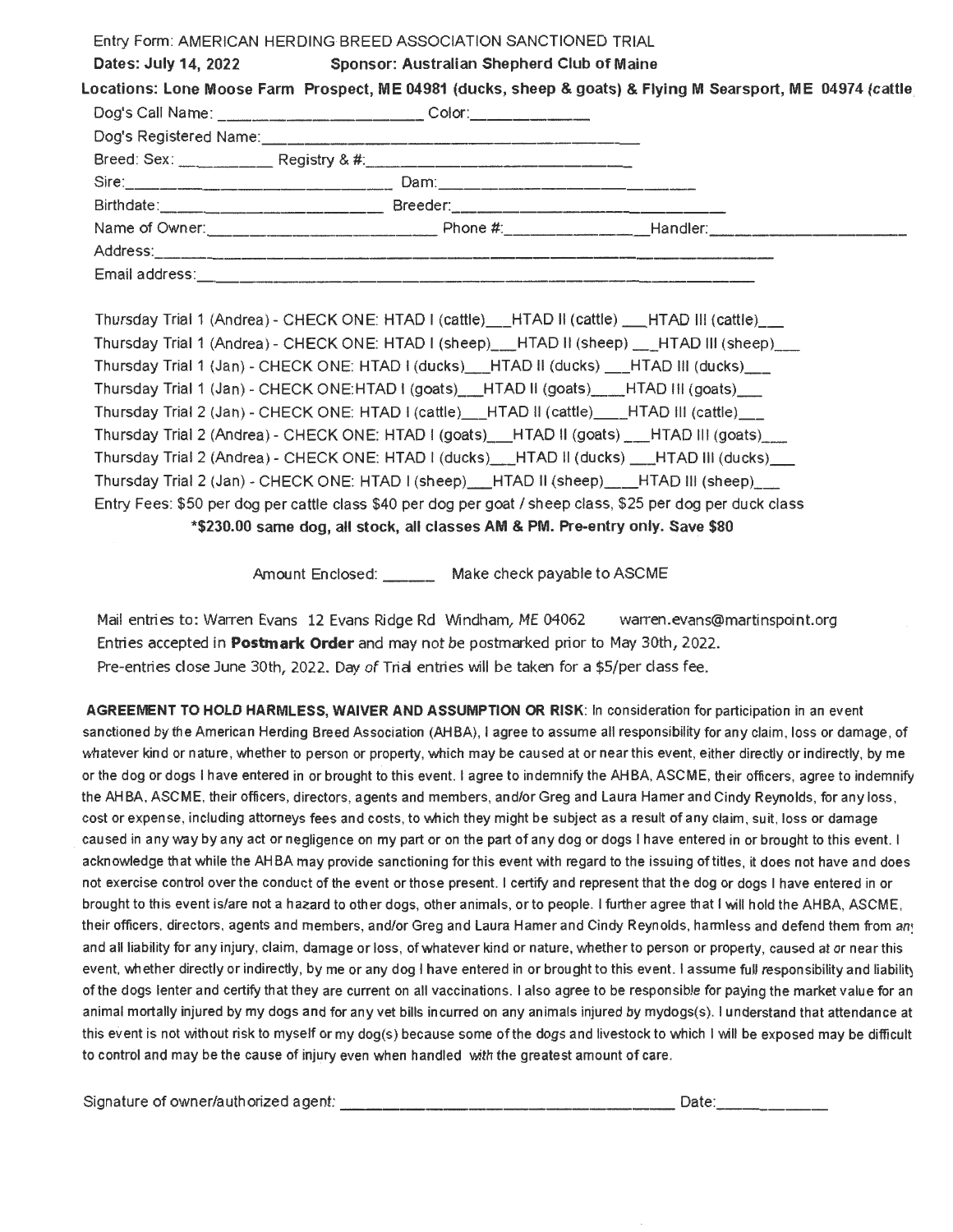Entry Form: AMERICAN HERDING BREED ASSOCIATION SANCTIONED TRIAL

**Dates: July 14, 2022** **Sponsor: Australian Shepherd Club of Maine**

**Locations: Lone Moose Farm Prospect, ME 04981 (ducks, sheep & goats) & Flying M Searsport, ME 04974 (cattle**

Dog's Call Name: ______________________ Color: ____________

Dog's Registered Name: ________________________________________

Breed: Sex: __________ Registry & #: ____________________________

Sire: ____________________________ Dam: ____________________________

Birthdate: ______________________ Breeder: ____________________________

Name of Owner: ________________________ Phone #: ______________ Handler: ______________________

Address: ____________________________________________________________

Email address: ______________________________________________________

Thursday Trial 1 (Andrea) - CHECK ONE: HTAD I (cattle)___HTAD II (cattle) ___HTAD III (cattle)___

Thursday Trial 1 (Andrea) - CHECK ONE: HTAD I (sheep)___HTAD II (sheep) ___HTAD III (sheep)___

Thursday Trial 1 (Jan) - CHECK ONE: HTAD I (ducks)___HTAD II (ducks) ___HTAD III (ducks)___

Thursday Trial 1 (Jan) - CHECK ONE:HTAD I (goats)___HTAD II (goats)____HTAD III (goats)___

Thursday Trial 2 (Jan) - CHECK ONE: HTAD I (cattle)___HTAD II (cattle)____HTAD III (cattle)___

Thursday Trial 2 (Andrea) - CHECK ONE: HTAD I (goats)___HTAD II (goats) ___HTAD III (goats)___

Thursday Trial 2 (Andrea) - CHECK ONE: HTAD I (ducks)___HTAD II (ducks) ___HTAD III (ducks)___

Thursday Trial 2 (Jan) - CHECK ONE: HTAD I (sheep)___HTAD II (sheep)____HTAD III (sheep)___

Entry Fees: $50 per dog per cattle class $40 per dog per goat / sheep class, $25 per dog per duck class

**\*$230.00 same dog, all stock, all classes AM & PM. Pre-entry only. Save $80**

Amount Enclosed: ______ Make check payable to ASCME

Mail entries to: Warren Evans 12 Evans Ridge Rd Windham, ME 04062 warren.evans@martinspoint.org

Entries accepted in **Postmark Order** and may not be postmarked prior to May 30th, 2022.

Pre-entries close June 30th, 2022. Day of Trial entries will be taken for a $5/per class fee.

**AGREEMENT TO HOLD HARMLESS, WAIVER AND ASSUMPTION OR RISK**: In consideration for participation in an event sanctioned by the American Herding Breed Association (AHBA), I agree to assume all responsibility for any claim, loss or damage, of whatever kind or nature, whether to person or property, which may be caused at or near this event, either directly or indirectly, by me or the dog or dogs I have entered in or brought to this event. I agree to indemnify the AHBA, ASCME, their officers, agree to indemnify the AHBA, ASCME, their officers, directors, agents and members, and/or Greg and Laura Hamer and Cindy Reynolds, for any loss, cost or expense, including attorneys fees and costs, to which they might be subject as a result of any claim, suit, loss or damage caused in any way by any act or negligence on my part or on the part of any dog or dogs I have entered in or brought to this event. I acknowledge that while the AHBA may provide sanctioning for this event with regard to the issuing of titles, it does not have and does not exercise control over the conduct of the event or those present. I certify and represent that the dog or dogs I have entered in or brought to this event is/are not a hazard to other dogs, other animals, or to people. I further agree that I will hold the AHBA, ASCME, their officers, directors, agents and members, and/or Greg and Laura Hamer and Cindy Reynolds, harmless and defend them from any and all liability for any injury, claim, damage or loss, of whatever kind or nature, whether to person or property, caused at or near this event, whether directly or indirectly, by me or any dog I have entered in or brought to this event. I assume full responsibility and liability of the dogs lenter and certify that they are current on all vaccinations. I also agree to be responsible for paying the market value for an animal mortally injured by my dogs and for any vet bills incurred on any animals injured by mydogs(s). I understand that attendance at this event is not without risk to myself or my dog(s) because some of the dogs and livestock to which I will be exposed may be difficult to control and may be the cause of injury even when handled with the greatest amount of care.

Signature of owner/authorized agent: ____________________________________ Date: ____________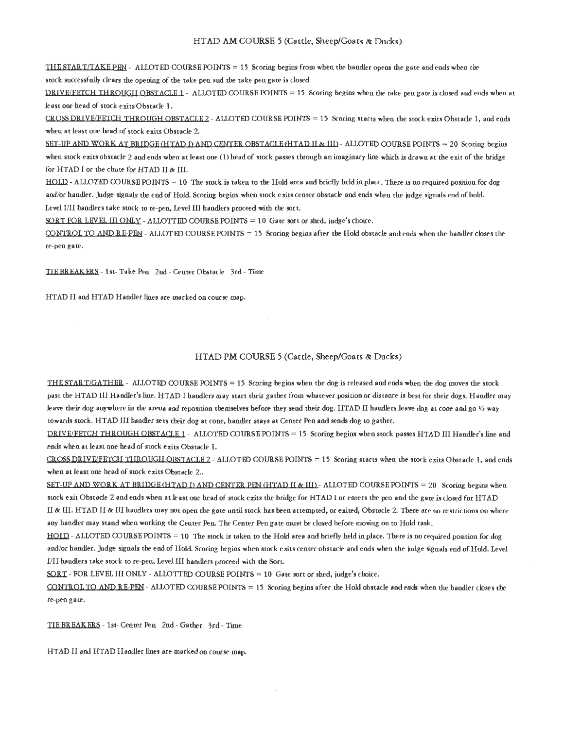## HTAD AM COURSE 5 (Cattle, Sheep/Goats & Ducks)

<u>THE START/TAKE PEN</u> - ALLOTED COURSE POINTS = 15 Scoring begins from when the handler opens the gate and ends when the stock successfully clears the opening of the take pen and the take pen gate is closed.

<u>DRIVE/FETCH THROUGH OBSTACLE 1</u> - ALLOTED COURSE POINTS = 15 Scoring begins when the take pen gate is closed and ends when at least one head of stock exits Obstacle 1.

<u>CROSS DRIVE/FETCH THROUGH OBSTACLE 2</u> - ALLOTED COURSE POINTS = 15 Scoring starts when the stock exits Obstacle 1, and ends when at least one head of stock exits Obstacle 2.

<u>SET-UP AND WORK AT BRIDGE (HTAD I) AND CENTER OBSTACLE (HTAD II & III)</u> - ALLOTED COURSE POINTS = 20 Scoring begins when stock exits obstacle 2 and ends when at least one (1) head of stock passes through an imaginary line which is drawn at the exit of the bridge for HTAD I or the chute for HTAD II & III.

<u>HOLD</u> - ALLOTED COURSE POINTS = 10 The stock is taken to the Hold area and briefly held in place. There is no required position for dog and/or handler. Judge signals the end of Hold. Scoring begins when stock exits center obstacle and ends when the judge signals end of hold. Level I/II handlers take stock to re-pen, Level III handlers proceed with the sort.

<u>SORT FOR LEVEL III ONLY</u> - ALLOTTED COURSE POINTS = 10 Gate sort or shed, judge's choice.

<u>CONTROL TO AND RE-PEN</u> - ALLOTED COURSE POINTS = 15 Scoring begins after the Hold obstacle and ends when the handler closes the re-pen gate.

<u>TIE BREAKERS</u> - 1st- Take Pen 2nd - Center Obstacle 3rd - Time

HTAD II and HTAD Handler lines are marked on course map.

## HTAD PM COURSE 5 (Cattle, Sheep/Goats & Ducks)

<u>THE START/GATHER</u> - ALLOTED COURSE POINTS = 15 Scoring begins when the dog is released and ends when the dog moves the stock past the HTAD III Handler's line. HTAD I handlers may start their gather from whatever position or distance is best for their dogs. Handler may leave their dog anywhere in the arena and reposition themselves before they send their dog. HTAD II handlers leave dog at cone and go ½ way towards stock. HTAD III handler sets their dog at cone, handler stays at Center Pen and sends dog to gather.

<u>DRIVE/FETCH THROUGH OBSTACLE 1</u> - ALLOTED COURSE POINTS = 15 Scoring begins when stock passes HTAD III Handler's line and ends when at least one head of stock exits Obstacle 1.

<u>CROSS DRIVE/FETCH THROUGH OBSTACLE 2</u> - ALLOTED COURSE POINTS = 15 Scoring starts when the stock exits Obstacle 1, and ends when at least one head of stock exits Obstacle 2..

<u>SET-UP AND WORK AT BRIDGE (HTAD I) AND CENTER PEN (HTAD II & III)</u> - ALLOTED COURSE POINTS = 20 Scoring begins when stock exit Obstacle 2 and ends when at least one head of stock exits the bridge for HTAD I or enters the pen and the gate is closed for HTAD II & III. HTAD II & III handlers may not open the gate until stock has been attempted, or exited, Obstacle 2. There are no restrictions on where any handler may stand when working the Center Pen. The Center Pen gate must be closed before moving on to Hold task.

<u>HOLD</u> - ALLOTED COURSE POINTS = 10 The stock is taken to the Hold area and briefly held in place. There is no required position for dog and/or handler. Judge signals the end of Hold. Scoring begins when stock exits center obstacle and ends when the judge signals end of Hold. Level I/II handlers take stock to re-pen, Level III handlers proceed with the Sort.

<u>SORT</u> - FOR LEVEL III ONLY - ALLOTTED COURSE POINTS = 10 Gate sort or shed, judge's choice.

<u>CONTROL TO AND RE-PEN</u> - ALLOTED COURSE POINTS = 15 Scoring begins after the Hold obstacle and ends when the handler closes the re-pen gate.

<u>TIE BREAKERS</u> - 1st- Center Pen 2nd - Gather 3rd - Time

HTAD II and HTAD Handler lines are marked on course map.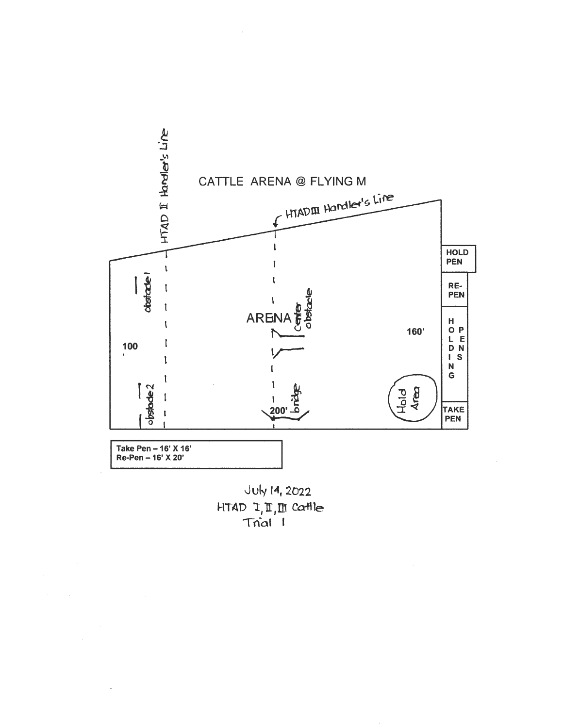# CATTLE ARENA @ FLYING M

HTAD II Handler's Line

HTAD III Handler's Line

obstacle 1

obstacle 2

ARENA

Center obstacle

bridge

100'

200'

160'

Hold Area

HOLD PEN

RE-PEN

HOLDING PENS

TAKE PEN

| Take Pen – 16' X 16' |
|---|
| Re-Pen – 16' X 20' |

July 14, 2022

HTAD I, II, III Cattle

Trial 1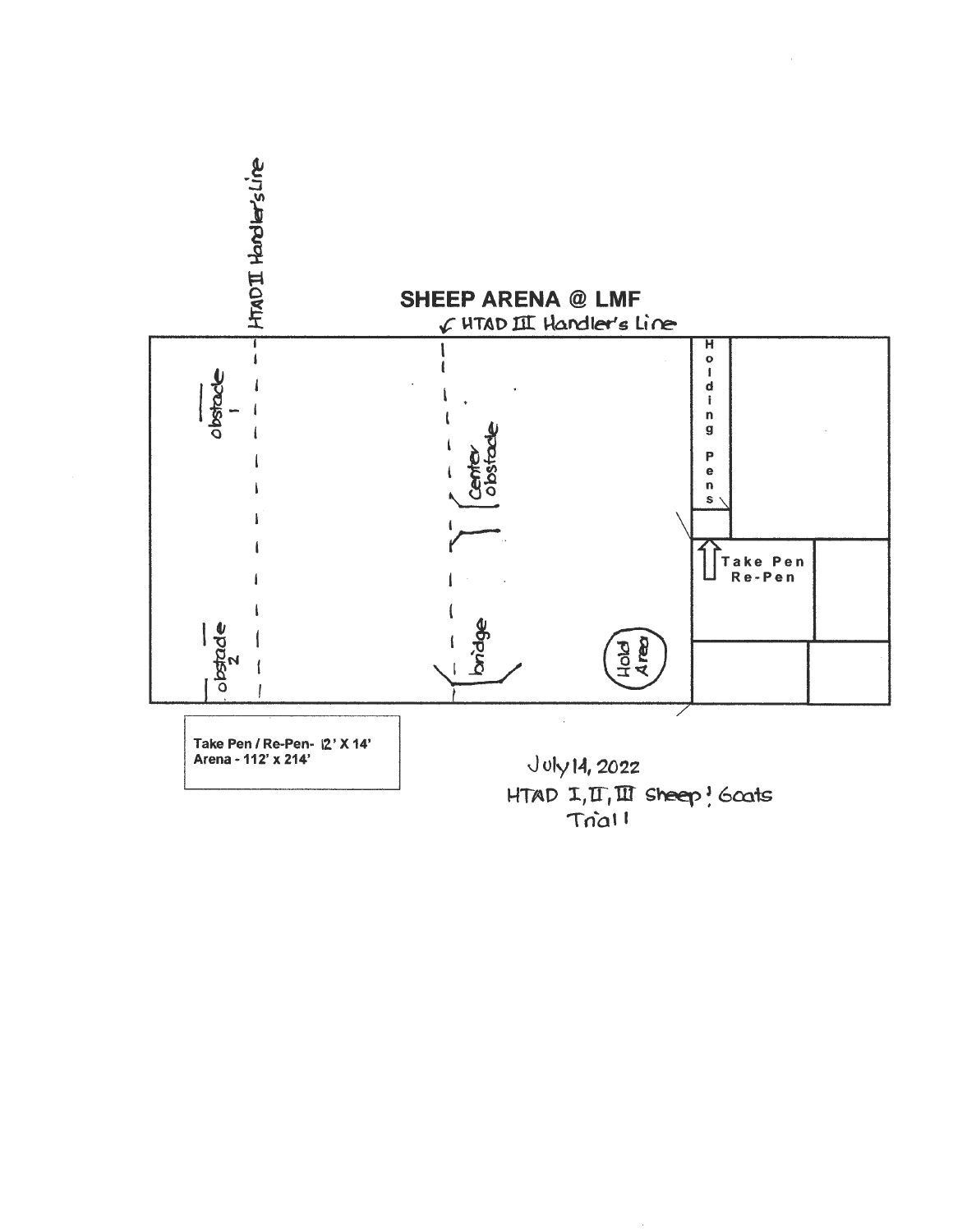# SHEEP ARENA @ LMF

HTAD II Handler's Line

HTAD III Handler's Line

obstacle 1

obstacle 2

Center obstacle

bridge

Hold Area

Holding Pens

Take Pen Re-Pen

**Take Pen / Re-Pen- 12' X 14'**
**Arena - 112' x 214'**

July 14, 2022
HTAD I, II, III Sheep & Goats
Trial 1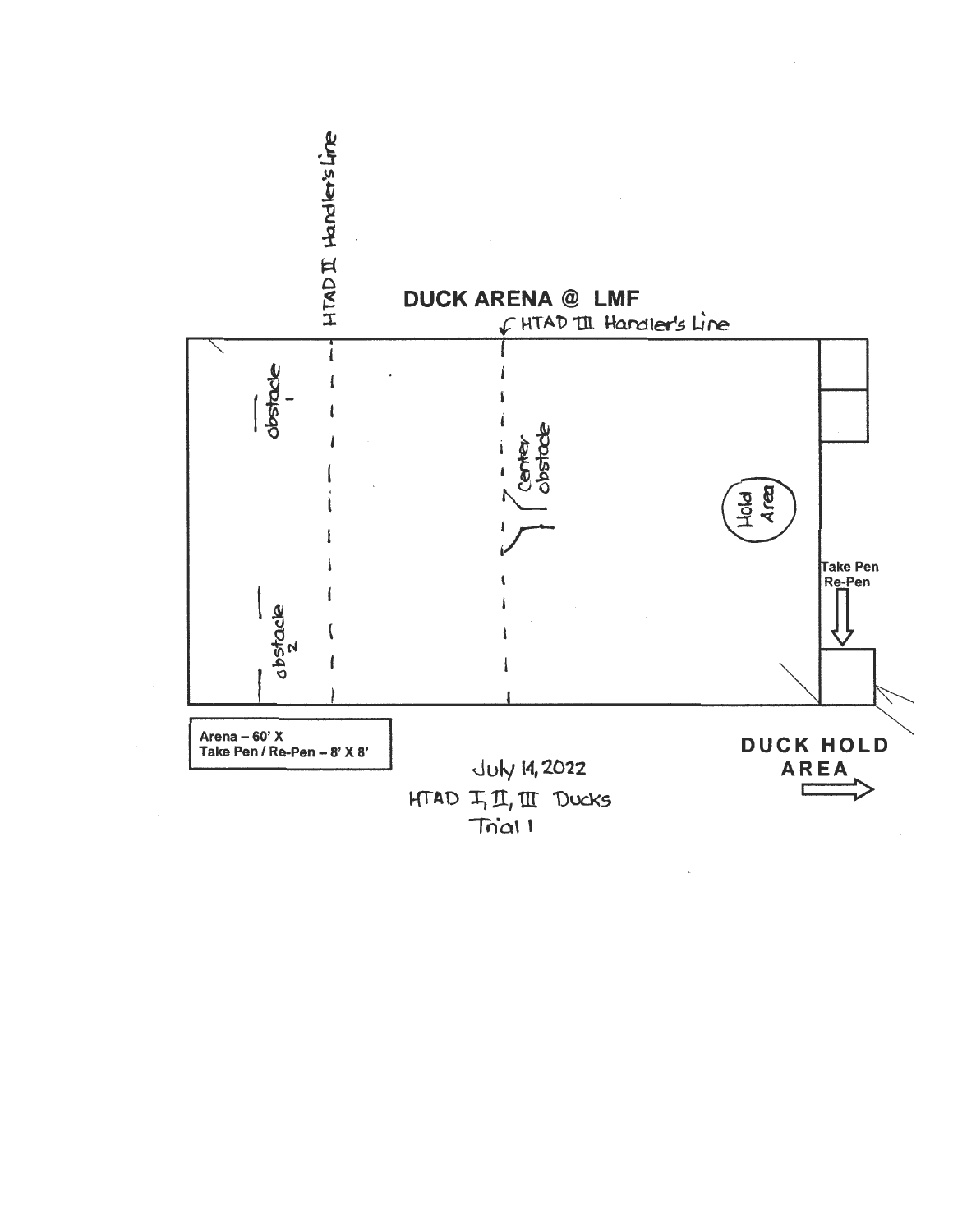# DUCK ARENA @ LMF

HTAD II Handler's Line

HTAD III Handler's Line

obstacle 1

Center obstacle

Hold Area

Take Pen
Re-Pen

obstacle 2

Arena – 60' X
Take Pen / Re-Pen – 8' X 8'

DUCK HOLD AREA

July 14, 2022
HTAD I, II, III Ducks
Trial 1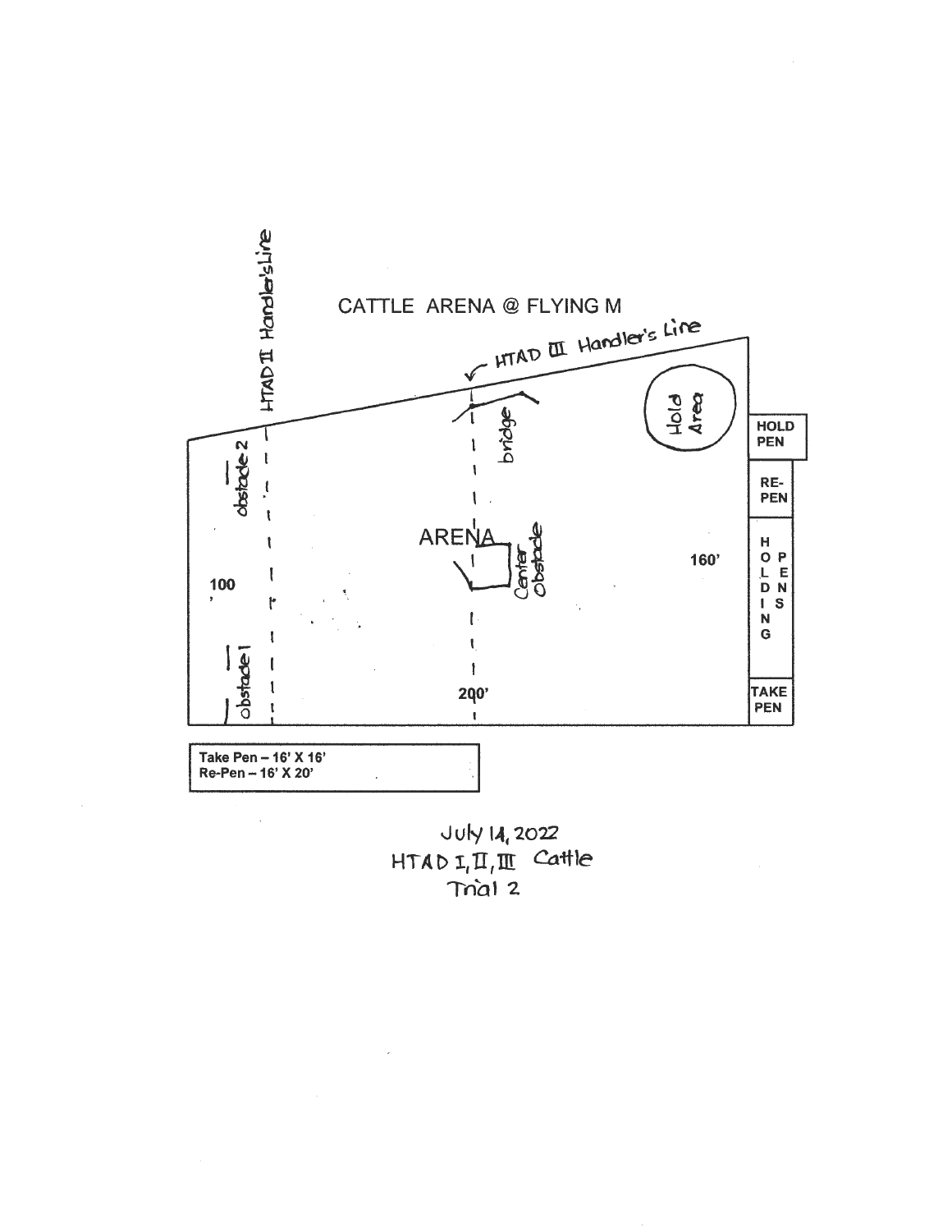# CATTLE ARENA @ FLYING M

HTAD II Handler's Line

HTAD III Handler's Line

Hold Area

HOLD PEN

RE-PEN

HOLDING PENS

TAKE PEN

obstacle 2

obstacle 1

bridge

ARENA

Center Obstacle

100

160'

200'

Take Pen – 16' X 16'
Re-Pen – 16' X 20'

July 14, 2022
HTAD I, II, III Cattle
Trial 2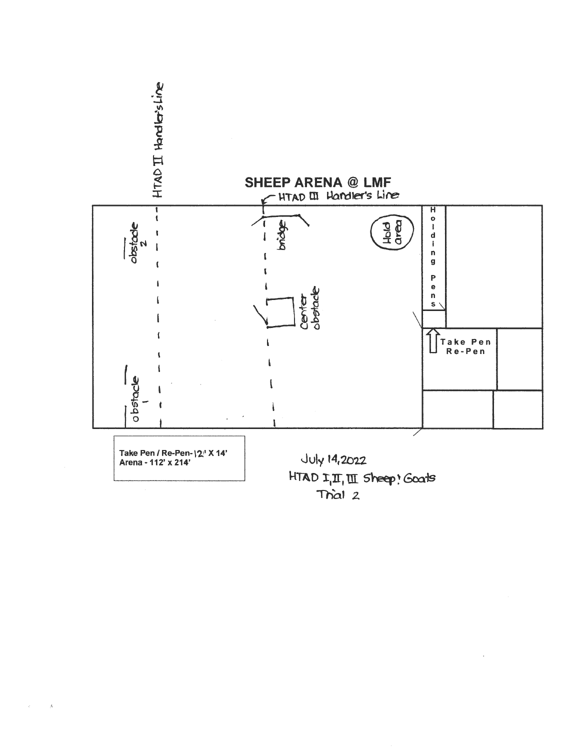# SHEEP ARENA @ LMF

HTAD II Handler's Line

HTAD III Handler's Line

obstacle 2

bridge

Hold area

Holding Pens

Center obstacle

Take Pen Re-Pen

obstacle 1

**Take Pen / Re-Pen- 12' X 14'**
**Arena - 112' x 214'**

July 14, 2022
HTAD I, II, III Sheep & Goats
Trial 2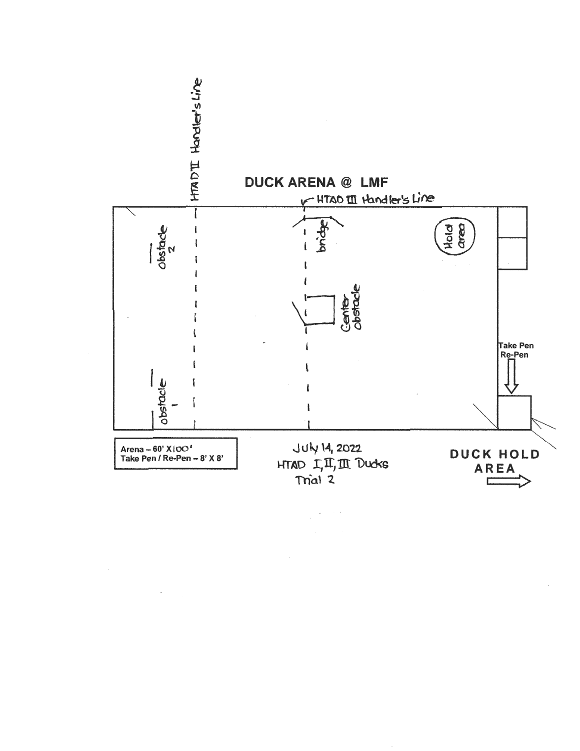# DUCK ARENA @ LMF

HTAD II Handler's Line

HTAD III Handler's Line

obstacle 2

obstacle 1

bridge

Center obstacle

Hold area

Take Pen Re-Pen

Arena – 60' X 100'
Take Pen / Re-Pen – 8' X 8'

July 14, 2022
HTAD I, II, III Ducks
Trial 2

DUCK HOLD AREA